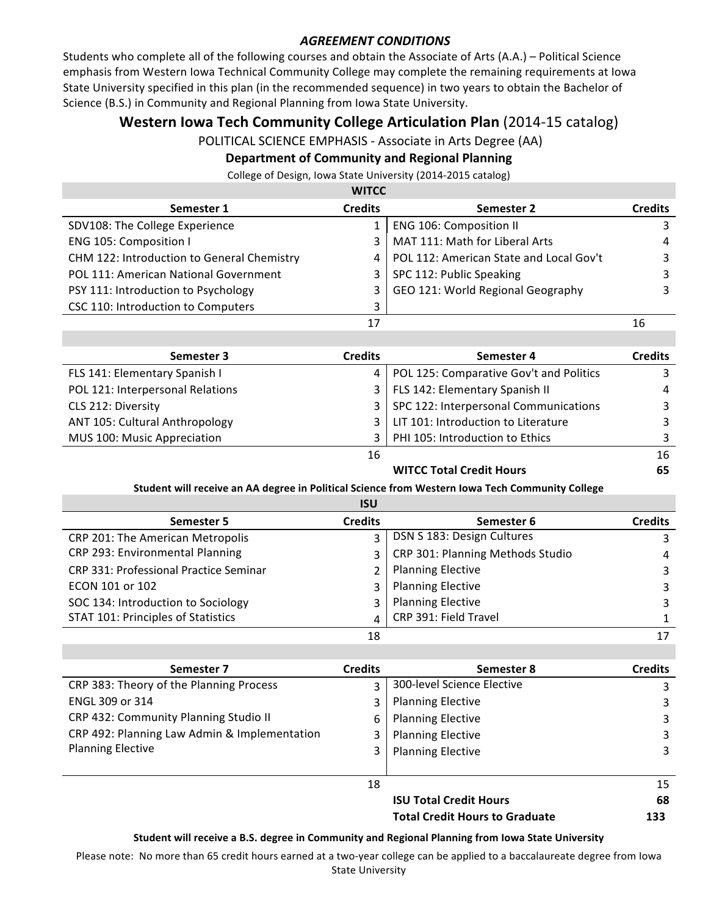### *AGREEMENT CONDITIONS*

Students who complete all of the following courses and obtain the Associate of Arts (A.A.) – Political Science emphasis from Western Iowa Technical Community College may complete the remaining requirements at Iowa State University specified in this plan (in the recommended sequence) in two years to obtain the Bachelor of Science (B.S.) in Community and Regional Planning from Iowa State University.

## **Western Iowa Tech Community College Articulation Plan** (2014-15 catalog)

POLITICAL SCIENCE EMPHASIS - Associate in Arts Degree (AA)

**Department of Community and Regional Planning**

College of Design, Iowa State University (2014-2015 catalog)

**WITCC**

| Semester 1 | Credits | Semester 2 | Credits |
|---|---|---|---|
| SDV108: The College Experience | 1 | ENG 106: Composition II | 3 |
| ENG 105: Composition I | 3 | MAT 111: Math for Liberal Arts | 4 |
| CHM 122: Introduction to General Chemistry | 4 | POL 112: American State and Local Gov't | 3 |
| POL 111: American National Government | 3 | SPC 112: Public Speaking | 3 |
| PSY 111: Introduction to Psychology | 3 | GEO 121: World Regional Geography | 3 |
| CSC 110: Introduction to Computers | 3 | | |
| | 17 | | 16 |

| Semester 3 | Credits | Semester 4 | Credits |
|---|---|---|---|
| FLS 141: Elementary Spanish I | 4 | POL 125: Comparative Gov't and Politics | 3 |
| POL 121: Interpersonal Relations | 3 | FLS 142: Elementary Spanish II | 4 |
| CLS 212: Diversity | 3 | SPC 122: Interpersonal Communications | 3 |
| ANT 105: Cultural Anthropology | 3 | LIT 101: Introduction to Literature | 3 |
| MUS 100: Music Appreciation | 3 | PHI 105: Introduction to Ethics | 3 |
| | 16 | | 16 |
| | | **WITCC Total Credit Hours** | **65** |

**Student will receive an AA degree in Political Science from Western Iowa Tech Community College**

**ISU**

| Semester 5 | Credits | Semester 6 | Credits |
|---|---|---|---|
| CRP 201: The American Metropolis | 3 | DSN S 183: Design Cultures | 3 |
| CRP 293: Environmental Planning | 3 | CRP 301: Planning Methods Studio | 4 |
| CRP 331: Professional Practice Seminar | 2 | Planning Elective | 3 |
| ECON 101 or 102 | 3 | Planning Elective | 3 |
| SOC 134: Introduction to Sociology | 3 | Planning Elective | 3 |
| STAT 101: Principles of Statistics | 4 | CRP 391: Field Travel | 1 |
| | 18 | | 17 |

| Semester 7 | Credits | Semester 8 | Credits |
|---|---|---|---|
| CRP 383: Theory of the Planning Process | 3 | 300-level Science Elective | 3 |
| ENGL 309 or 314 | 3 | Planning Elective | 3 |
| CRP 432: Community Planning Studio II | 6 | Planning Elective | 3 |
| CRP 492: Planning Law Admin & Implementation | 3 | Planning Elective | 3 |
| Planning Elective | 3 | Planning Elective | 3 |
| | 18 | | 15 |
| | | **ISU Total Credit Hours** | **68** |
| | | **Total Credit Hours to Graduate** | **133** |

**Student will receive a B.S. degree in Community and Regional Planning from Iowa State University**

Please note: No more than 65 credit hours earned at a two-year college can be applied to a baccalaureate degree from Iowa State University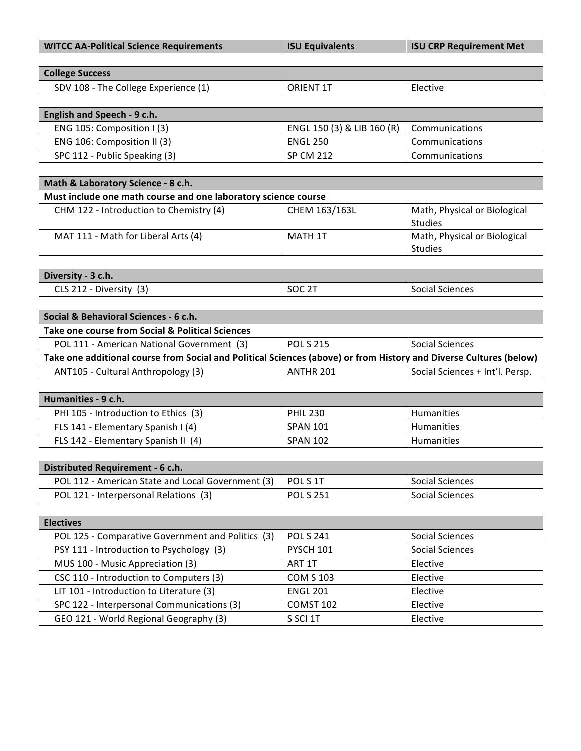| WITCC AA-Political Science Requirements | ISU Equivalents | ISU CRP Requirement Met |
|---|---|---|
| **College Success** | | |
| SDV 108 - The College Experience (1) | ORIENT 1T | Elective |
| **English and Speech - 9 c.h.** | | |
| ENG 105: Composition I (3) | ENGL 150 (3) & LIB 160 (R) | Communications |
| ENG 106: Composition II (3) | ENGL 250 | Communications |
| SPC 112 - Public Speaking (3) | SP CM 212 | Communications |
| **Math & Laboratory Science - 8 c.h.** | | |
| **Must include one math course and one laboratory science course** | | |
| CHM 122 - Introduction to Chemistry (4) | CHEM 163/163L | Math, Physical or Biological Studies |
| MAT 111 - Math for Liberal Arts (4) | MATH 1T | Math, Physical or Biological Studies |
| **Diversity - 3 c.h.** | | |
| CLS 212 - Diversity (3) | SOC 2T | Social Sciences |
| **Social & Behavioral Sciences - 6 c.h.** | | |
| **Take one course from Social & Political Sciences** | | |
| POL 111 - American National Government (3) | POL S 215 | Social Sciences |
| **Take one additional course from Social and Political Sciences (above) or from History and Diverse Cultures (below)** | | |
| ANT105 - Cultural Anthropology (3) | ANTHR 201 | Social Sciences + Int'l. Persp. |
| **Humanities - 9 c.h.** | | |
| PHI 105 - Introduction to Ethics (3) | PHIL 230 | Humanities |
| FLS 141 - Elementary Spanish I (4) | SPAN 101 | Humanities |
| FLS 142 - Elementary Spanish II (4) | SPAN 102 | Humanities |
| **Distributed Requirement - 6 c.h.** | | |
| POL 112 - American State and Local Government (3) | POL S 1T | Social Sciences |
| POL 121 - Interpersonal Relations (3) | POL S 251 | Social Sciences |
| **Electives** | | |
| POL 125 - Comparative Government and Politics (3) | POL S 241 | Social Sciences |
| PSY 111 - Introduction to Psychology (3) | PYSCH 101 | Social Sciences |
| MUS 100 - Music Appreciation (3) | ART 1T | Elective |
| CSC 110 - Introduction to Computers (3) | COM S 103 | Elective |
| LIT 101 - Introduction to Literature (3) | ENGL 201 | Elective |
| SPC 122 - Interpersonal Communications (3) | COMST 102 | Elective |
| GEO 121 - World Regional Geography (3) | S SCI 1T | Elective |